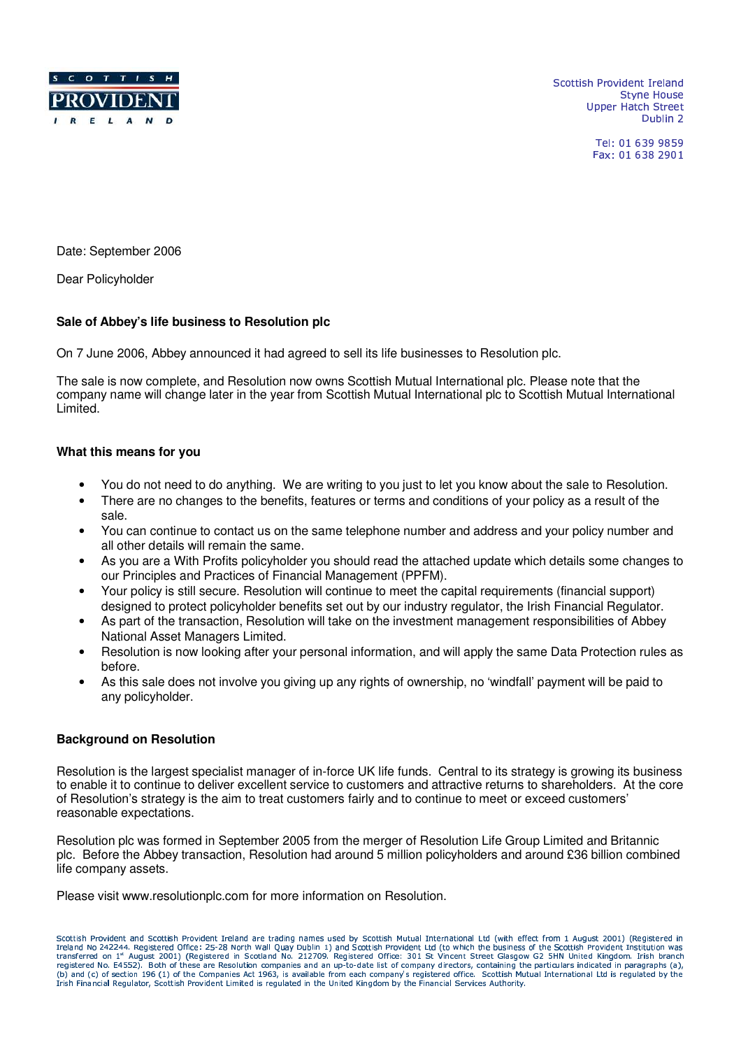SCOTTISH PROVIDENT IRELAND

Scottish Provident Ireland
Styne House
Upper Hatch Street
Dublin 2

Tel: 01 639 9859
Fax: 01 638 2901

Date: September 2006

Dear Policyholder

**Sale of Abbey's life business to Resolution plc**

On 7 June 2006, Abbey announced it had agreed to sell its life businesses to Resolution plc.

The sale is now complete, and Resolution now owns Scottish Mutual International plc. Please note that the company name will change later in the year from Scottish Mutual International plc to Scottish Mutual International Limited.

**What this means for you**

- You do not need to do anything. We are writing to you just to let you know about the sale to Resolution.
- There are no changes to the benefits, features or terms and conditions of your policy as a result of the sale.
- You can continue to contact us on the same telephone number and address and your policy number and all other details will remain the same.
- As you are a With Profits policyholder you should read the attached update which details some changes to our Principles and Practices of Financial Management (PPFM).
- Your policy is still secure. Resolution will continue to meet the capital requirements (financial support) designed to protect policyholder benefits set out by our industry regulator, the Irish Financial Regulator.
- As part of the transaction, Resolution will take on the investment management responsibilities of Abbey National Asset Managers Limited.
- Resolution is now looking after your personal information, and will apply the same Data Protection rules as before.
- As this sale does not involve you giving up any rights of ownership, no 'windfall' payment will be paid to any policyholder.

**Background on Resolution**

Resolution is the largest specialist manager of in-force UK life funds. Central to its strategy is growing its business to enable it to continue to deliver excellent service to customers and attractive returns to shareholders. At the core of Resolution's strategy is the aim to treat customers fairly and to continue to meet or exceed customers' reasonable expectations.

Resolution plc was formed in September 2005 from the merger of Resolution Life Group Limited and Britannic plc. Before the Abbey transaction, Resolution had around 5 million policyholders and around £36 billion combined life company assets.

Please visit www.resolutionplc.com for more information on Resolution.

Scottish Provident and Scottish Provident Ireland are trading names used by Scottish Mutual International Ltd (with effect from 1 August 2001) (Registered in Ireland No 242244. Registered Office: 25-28 North Wall Quay Dublin 1) and Scottish Provident Ltd (to which the business of the Scottish Provident Institution was transferred on 1st August 2001) (Registered in Scotland No. 212709. Registered Office: 301 St Vincent Street Glasgow G2 5HN United Kingdom. Irish branch registered No. E4552). Both of these are Resolution companies and an up-to-date list of company directors, containing the particulars indicated in paragraphs (a), (b) and (c) of section 196 (1) of the Companies Act 1963, is available from each company's registered office. Scottish Mutual International Ltd is regulated by the Irish Financial Regulator, Scottish Provident Limited is regulated in the United Kingdom by the Financial Services Authority.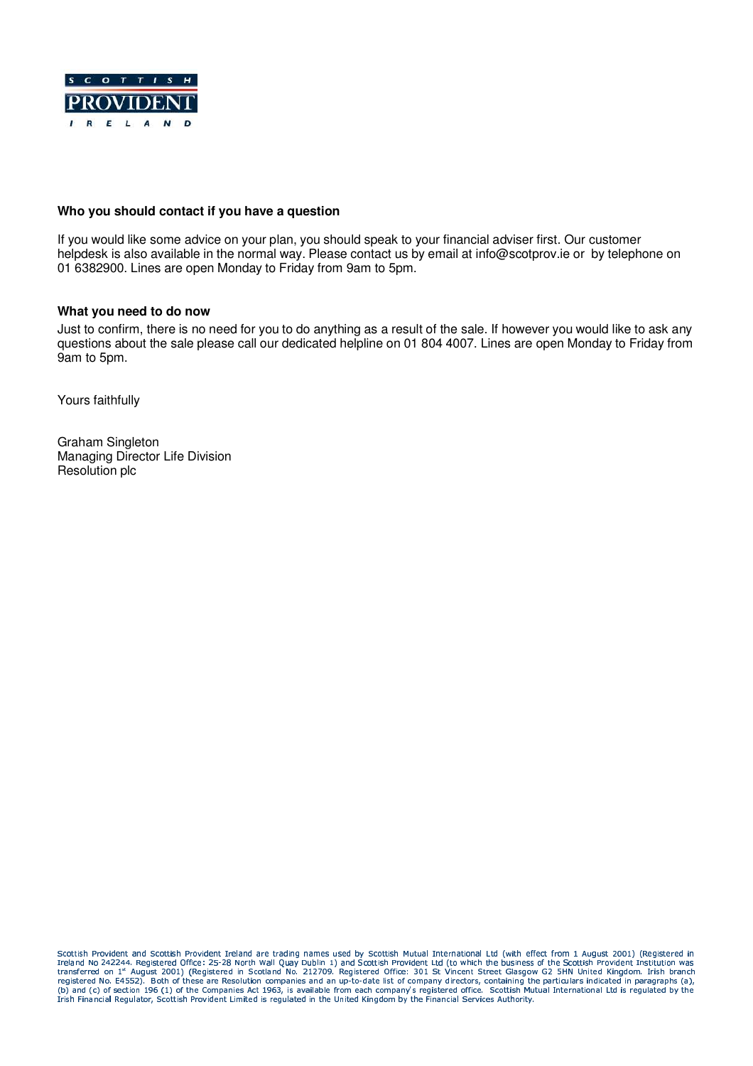**Who you should contact if you have a question**

If you would like some advice on your plan, you should speak to your financial adviser first. Our customer helpdesk is also available in the normal way. Please contact us by email at info@scotprov.ie or by telephone on 01 6382900. Lines are open Monday to Friday from 9am to 5pm.

**What you need to do now**

Just to confirm, there is no need for you to do anything as a result of the sale. If however you would like to ask any questions about the sale please call our dedicated helpline on 01 804 4007. Lines are open Monday to Friday from 9am to 5pm.

Yours faithfully

Graham Singleton
Managing Director Life Division
Resolution plc

Scottish Provident and Scottish Provident Ireland are trading names used by Scottish Mutual International Ltd (with effect from 1 August 2001) (Registered in Ireland No 242244. Registered Office: 25-28 North Wall Quay Dublin 1) and Scottish Provident Ltd (to which the business of the Scottish Provident Institution was transferred on 1st August 2001) (Registered in Scotland No. 212709. Registered Office: 301 St Vincent Street Glasgow G2 5HN United Kingdom. Irish branch registered No. E4552). Both of these are Resolution companies and an up-to-date list of company directors, containing the particulars indicated in paragraphs (a), (b) and (c) of section 196 (1) of the Companies Act 1963, is available from each company's registered office. Scottish Mutual International Ltd is regulated by the Irish Financial Regulator, Scottish Provident Limited is regulated in the United Kingdom by the Financial Services Authority.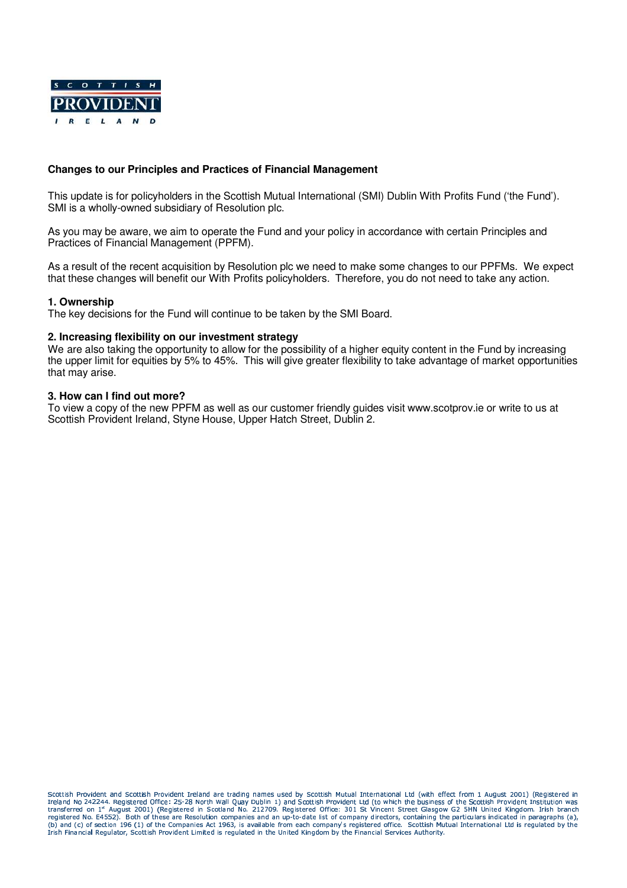SCOTTISH PROVIDENT IRELAND

**Changes to our Principles and Practices of Financial Management**

This update is for policyholders in the Scottish Mutual International (SMI) Dublin With Profits Fund ('the Fund'). SMI is a wholly-owned subsidiary of Resolution plc.

As you may be aware, we aim to operate the Fund and your policy in accordance with certain Principles and Practices of Financial Management (PPFM).

As a result of the recent acquisition by Resolution plc we need to make some changes to our PPFMs. We expect that these changes will benefit our With Profits policyholders. Therefore, you do not need to take any action.

**1. Ownership**
The key decisions for the Fund will continue to be taken by the SMI Board.

**2. Increasing flexibility on our investment strategy**
We are also taking the opportunity to allow for the possibility of a higher equity content in the Fund by increasing the upper limit for equities by 5% to 45%. This will give greater flexibility to take advantage of market opportunities that may arise.

**3. How can I find out more?**
To view a copy of the new PPFM as well as our customer friendly guides visit www.scotprov.ie or write to us at Scottish Provident Ireland, Styne House, Upper Hatch Street, Dublin 2.

Scottish Provident and Scottish Provident Ireland are trading names used by Scottish Mutual International Ltd (with effect from 1 August 2001) (Registered in Ireland No 242244. Registered Office: 25-28 North Wall Quay Dublin 1) and Scottish Provident Ltd (to which the business of the Scottish Provident Institution was transferred on 1st August 2001) (Registered in Scotland No. 212709. Registered Office: 301 St Vincent Street Glasgow G2 5HN United Kingdom. Irish branch registered No. E4552). Both of these are Resolution companies and an up-to-date list of company directors, containing the particulars indicated in paragraphs (a), (b) and (c) of section 196 (1) of the Companies Act 1963, is available from each company's registered office. Scottish Mutual International Ltd is regulated by the Irish Financial Regulator, Scottish Provident Limited is regulated in the United Kingdom by the Financial Services Authority.